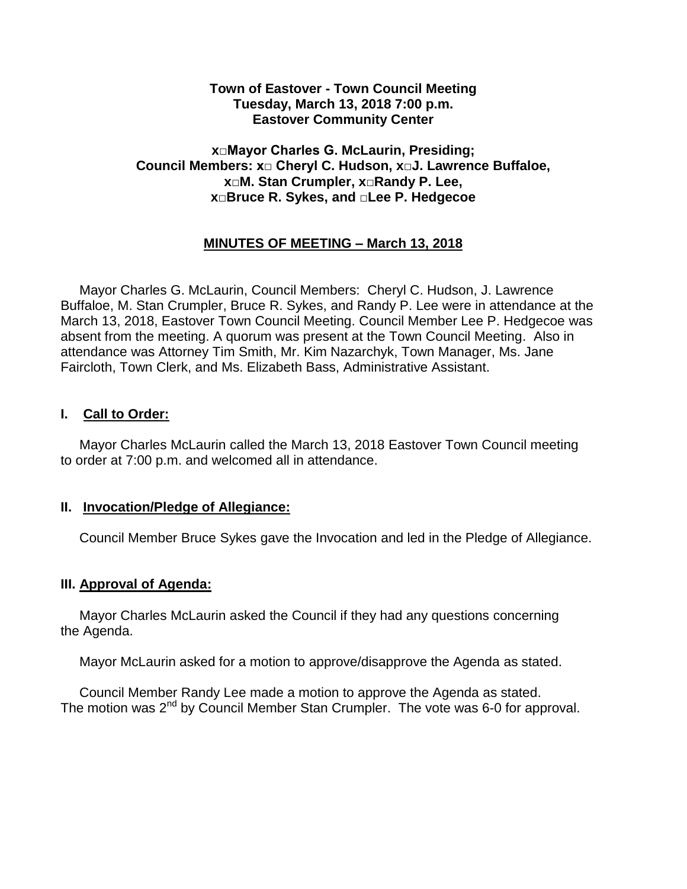**Town of Eastover - Town Council Meeting**
**Tuesday, March 13, 2018 7:00 p.m.**
**Eastover Community Center**

**x□Mayor Charles G. McLaurin, Presiding;**
**Council Members: x□ Cheryl C. Hudson, x□J. Lawrence Buffaloe,**
**x□M. Stan Crumpler, x□Randy P. Lee,**
**x□Bruce R. Sykes, and □Lee P. Hedgecoe**

**MINUTES OF MEETING – March 13, 2018**

Mayor Charles G. McLaurin, Council Members: Cheryl C. Hudson, J. Lawrence Buffaloe, M. Stan Crumpler, Bruce R. Sykes, and Randy P. Lee were in attendance at the March 13, 2018, Eastover Town Council Meeting. Council Member Lee P. Hedgecoe was absent from the meeting. A quorum was present at the Town Council Meeting. Also in attendance was Attorney Tim Smith, Mr. Kim Nazarchyk, Town Manager, Ms. Jane Faircloth, Town Clerk, and Ms. Elizabeth Bass, Administrative Assistant.

## I. Call to Order:

Mayor Charles McLaurin called the March 13, 2018 Eastover Town Council meeting to order at 7:00 p.m. and welcomed all in attendance.

## II. Invocation/Pledge of Allegiance:

Council Member Bruce Sykes gave the Invocation and led in the Pledge of Allegiance.

## III. Approval of Agenda:

Mayor Charles McLaurin asked the Council if they had any questions concerning the Agenda.

Mayor McLaurin asked for a motion to approve/disapprove the Agenda as stated.

Council Member Randy Lee made a motion to approve the Agenda as stated. The motion was 2nd by Council Member Stan Crumpler. The vote was 6-0 for approval.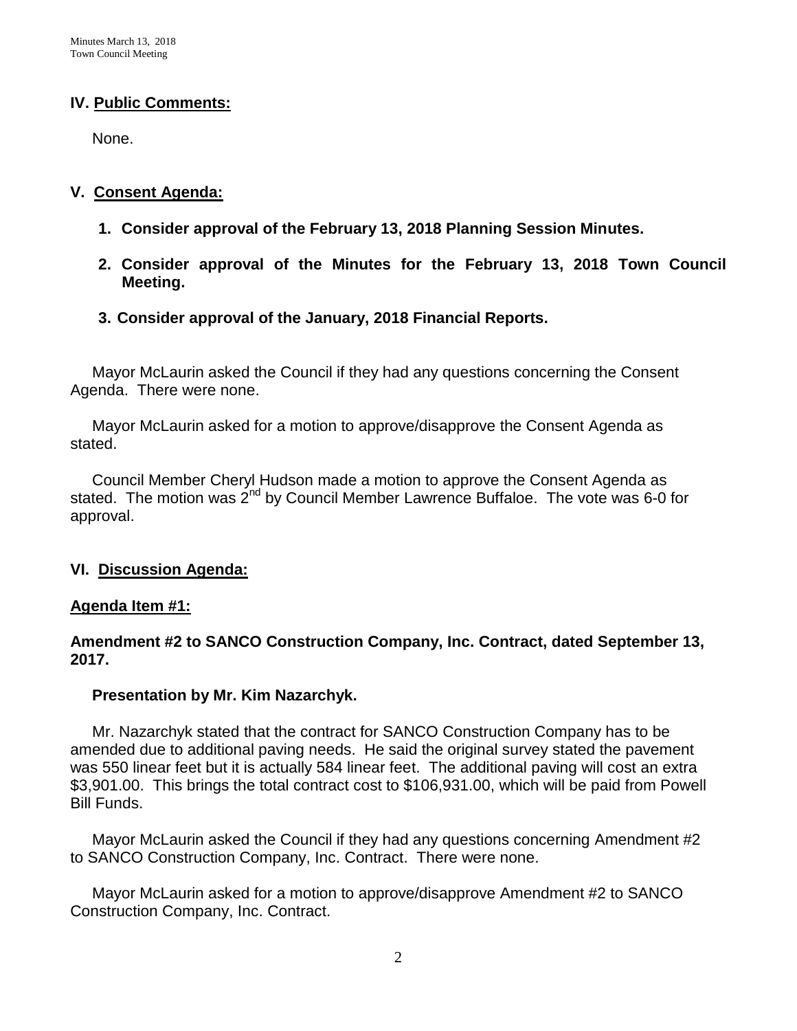## IV. Public Comments:

None.

## V. Consent Agenda:

1. **Consider approval of the February 13, 2018 Planning Session Minutes.**

2. **Consider approval of the Minutes for the February 13, 2018 Town Council Meeting.**

3. **Consider approval of the January, 2018 Financial Reports.**

Mayor McLaurin asked the Council if they had any questions concerning the Consent Agenda. There were none.

Mayor McLaurin asked for a motion to approve/disapprove the Consent Agenda as stated.

Council Member Cheryl Hudson made a motion to approve the Consent Agenda as stated. The motion was 2nd by Council Member Lawrence Buffaloe. The vote was 6-0 for approval.

## VI. Discussion Agenda:

### Agenda Item #1:

**Amendment #2 to SANCO Construction Company, Inc. Contract, dated September 13, 2017.**

**Presentation by Mr. Kim Nazarchyk.**

Mr. Nazarchyk stated that the contract for SANCO Construction Company has to be amended due to additional paving needs. He said the original survey stated the pavement was 550 linear feet but it is actually 584 linear feet. The additional paving will cost an extra $3,901.00. This brings the total contract cost to $106,931.00, which will be paid from Powell Bill Funds.

Mayor McLaurin asked the Council if they had any questions concerning Amendment #2 to SANCO Construction Company, Inc. Contract. There were none.

Mayor McLaurin asked for a motion to approve/disapprove Amendment #2 to SANCO Construction Company, Inc. Contract.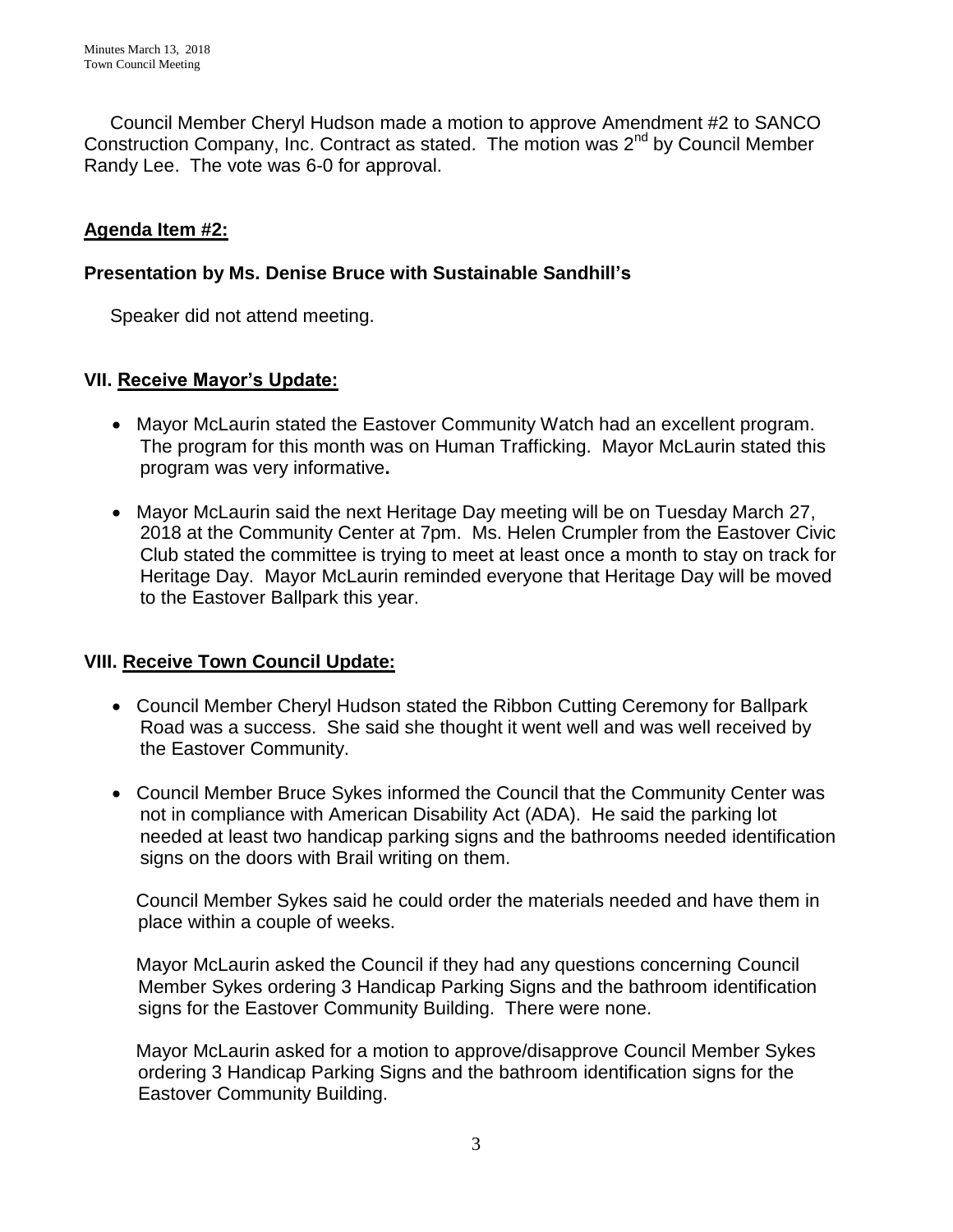Council Member Cheryl Hudson made a motion to approve Amendment #2 to SANCO Construction Company, Inc. Contract as stated. The motion was 2nd by Council Member Randy Lee. The vote was 6-0 for approval.

**Agenda Item #2:**

**Presentation by Ms. Denise Bruce with Sustainable Sandhill's**

Speaker did not attend meeting.

## VII. Receive Mayor's Update:

- Mayor McLaurin stated the Eastover Community Watch had an excellent program. The program for this month was on Human Trafficking. Mayor McLaurin stated this program was very informative**.**
- Mayor McLaurin said the next Heritage Day meeting will be on Tuesday March 27, 2018 at the Community Center at 7pm. Ms. Helen Crumpler from the Eastover Civic Club stated the committee is trying to meet at least once a month to stay on track for Heritage Day. Mayor McLaurin reminded everyone that Heritage Day will be moved to the Eastover Ballpark this year.

## VIII. Receive Town Council Update:

- Council Member Cheryl Hudson stated the Ribbon Cutting Ceremony for Ballpark Road was a success. She said she thought it went well and was well received by the Eastover Community.
- Council Member Bruce Sykes informed the Council that the Community Center was not in compliance with American Disability Act (ADA). He said the parking lot needed at least two handicap parking signs and the bathrooms needed identification signs on the doors with Brail writing on them.

  Council Member Sykes said he could order the materials needed and have them in place within a couple of weeks.

  Mayor McLaurin asked the Council if they had any questions concerning Council Member Sykes ordering 3 Handicap Parking Signs and the bathroom identification signs for the Eastover Community Building. There were none.

  Mayor McLaurin asked for a motion to approve/disapprove Council Member Sykes ordering 3 Handicap Parking Signs and the bathroom identification signs for the Eastover Community Building.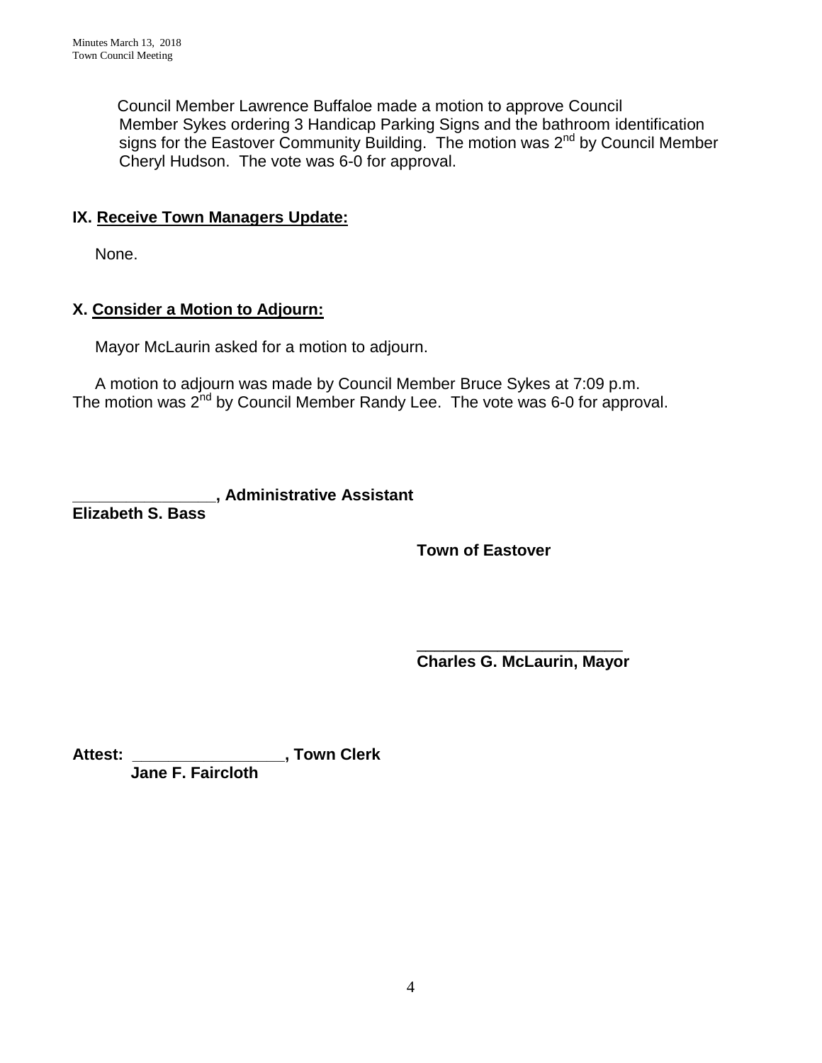Council Member Lawrence Buffaloe made a motion to approve Council Member Sykes ordering 3 Handicap Parking Signs and the bathroom identification signs for the Eastover Community Building. The motion was 2nd by Council Member Cheryl Hudson. The vote was 6-0 for approval.

## IX. Receive Town Managers Update:

None.

## X. Consider a Motion to Adjourn:

Mayor McLaurin asked for a motion to adjourn.

A motion to adjourn was made by Council Member Bruce Sykes at 7:09 p.m. The motion was 2nd by Council Member Randy Lee. The vote was 6-0 for approval.

**________________, Administrative Assistant**
**Elizabeth S. Bass**

**Town of Eastover**

**_______________________**
**Charles G. McLaurin, Mayor**

**Attest: ________________, Town Clerk**
**Jane F. Faircloth**